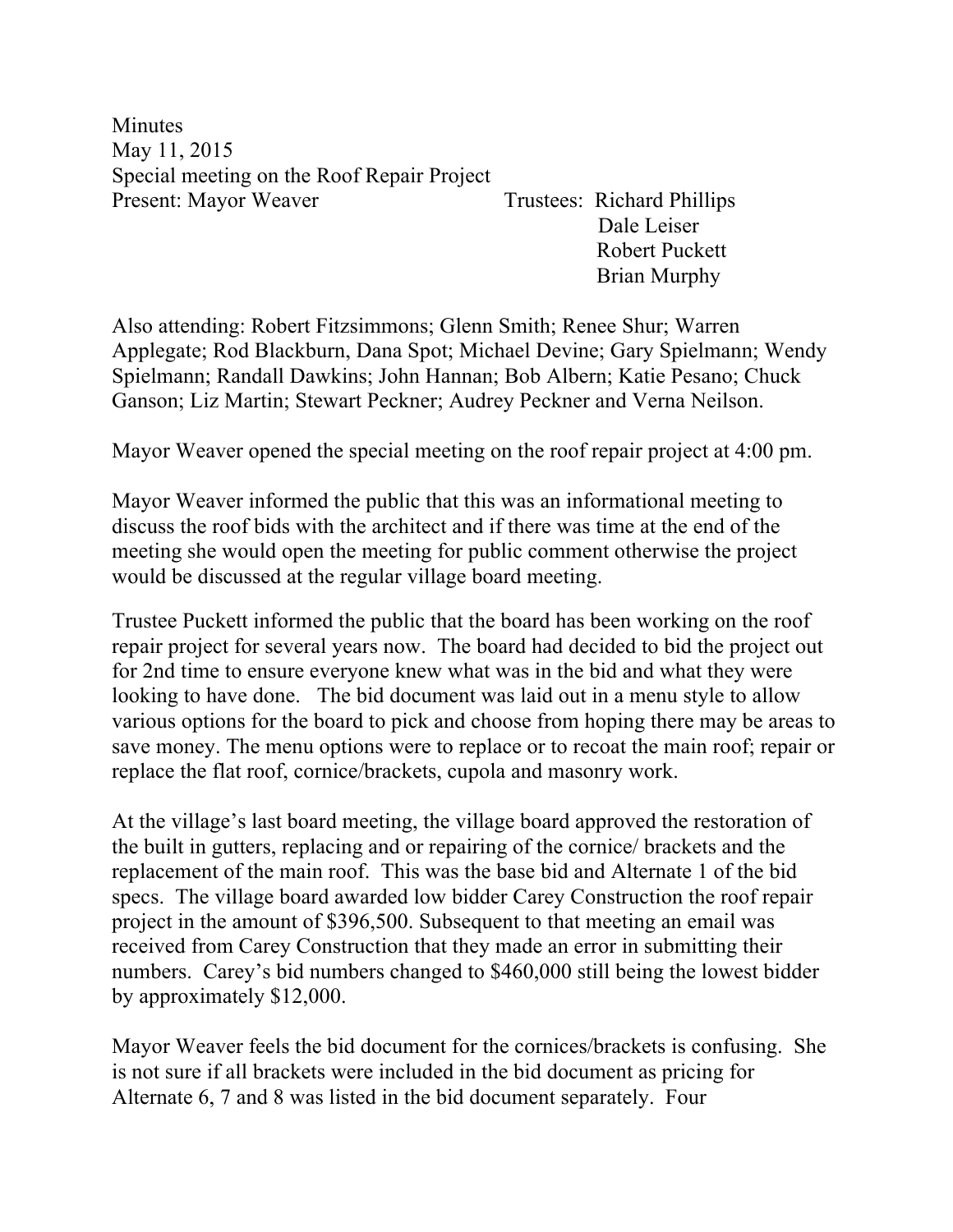Minutes
May 11, 2015
Special meeting on the Roof Repair Project

Present: Mayor Weaver

Trustees: Richard Phillips
Dale Leiser
Robert Puckett
Brian Murphy

Also attending: Robert Fitzsimmons; Glenn Smith; Renee Shur; Warren Applegate; Rod Blackburn, Dana Spot; Michael Devine; Gary Spielmann; Wendy Spielmann; Randall Dawkins; John Hannan; Bob Albern; Katie Pesano; Chuck Ganson; Liz Martin; Stewart Peckner; Audrey Peckner and Verna Neilson.

Mayor Weaver opened the special meeting on the roof repair project at 4:00 pm.

Mayor Weaver informed the public that this was an informational meeting to discuss the roof bids with the architect and if there was time at the end of the meeting she would open the meeting for public comment otherwise the project would be discussed at the regular village board meeting.

Trustee Puckett informed the public that the board has been working on the roof repair project for several years now. The board had decided to bid the project out for 2nd time to ensure everyone knew what was in the bid and what they were looking to have done. The bid document was laid out in a menu style to allow various options for the board to pick and choose from hoping there may be areas to save money. The menu options were to replace or to recoat the main roof; repair or replace the flat roof, cornice/brackets, cupola and masonry work.

At the village's last board meeting, the village board approved the restoration of the built in gutters, replacing and or repairing of the cornice/ brackets and the replacement of the main roof. This was the base bid and Alternate 1 of the bid specs. The village board awarded low bidder Carey Construction the roof repair project in the amount of $396,500. Subsequent to that meeting an email was received from Carey Construction that they made an error in submitting their numbers. Carey's bid numbers changed to $460,000 still being the lowest bidder by approximately $12,000.

Mayor Weaver feels the bid document for the cornices/brackets is confusing. She is not sure if all brackets were included in the bid document as pricing for Alternate 6, 7 and 8 was listed in the bid document separately. Four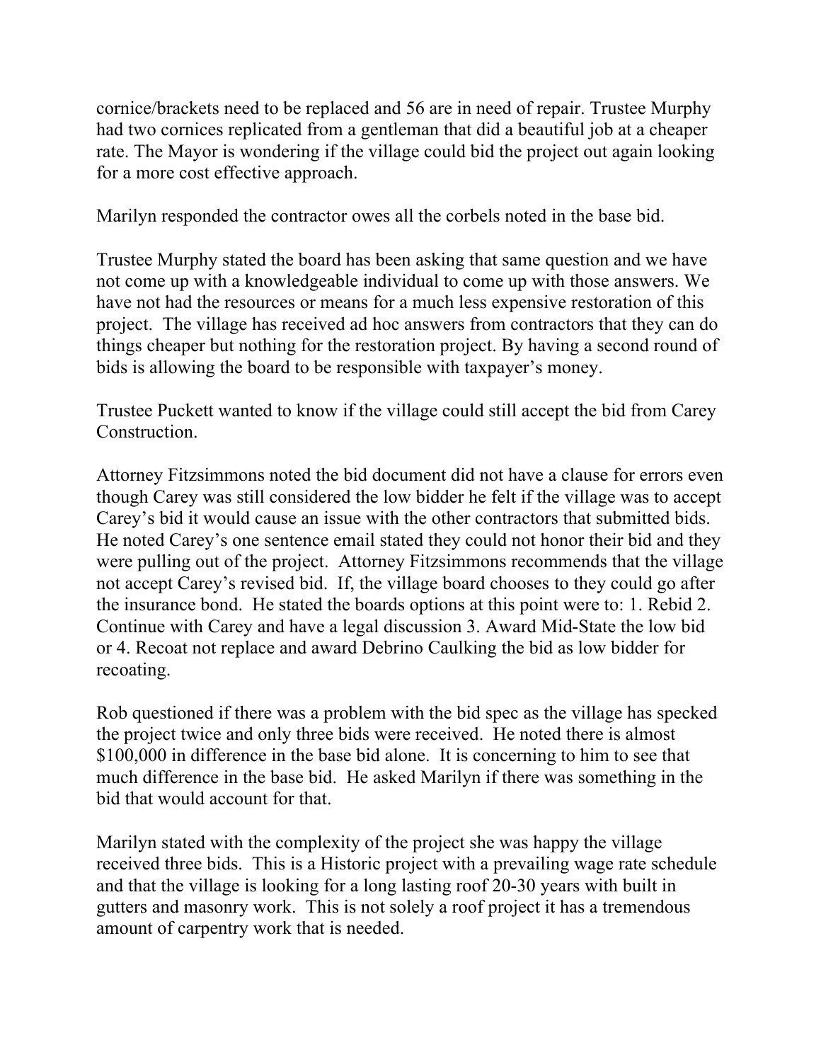cornice/brackets need to be replaced and 56 are in need of repair. Trustee Murphy had two cornices replicated from a gentleman that did a beautiful job at a cheaper rate. The Mayor is wondering if the village could bid the project out again looking for a more cost effective approach.

Marilyn responded the contractor owes all the corbels noted in the base bid.

Trustee Murphy stated the board has been asking that same question and we have not come up with a knowledgeable individual to come up with those answers. We have not had the resources or means for a much less expensive restoration of this project. The village has received ad hoc answers from contractors that they can do things cheaper but nothing for the restoration project. By having a second round of bids is allowing the board to be responsible with taxpayer's money.

Trustee Puckett wanted to know if the village could still accept the bid from Carey Construction.

Attorney Fitzsimmons noted the bid document did not have a clause for errors even though Carey was still considered the low bidder he felt if the village was to accept Carey's bid it would cause an issue with the other contractors that submitted bids. He noted Carey's one sentence email stated they could not honor their bid and they were pulling out of the project. Attorney Fitzsimmons recommends that the village not accept Carey's revised bid. If, the village board chooses to they could go after the insurance bond. He stated the boards options at this point were to: 1. Rebid 2. Continue with Carey and have a legal discussion 3. Award Mid-State the low bid or 4. Recoat not replace and award Debrino Caulking the bid as low bidder for recoating.

Rob questioned if there was a problem with the bid spec as the village has specked the project twice and only three bids were received. He noted there is almost $100,000 in difference in the base bid alone. It is concerning to him to see that much difference in the base bid. He asked Marilyn if there was something in the bid that would account for that.

Marilyn stated with the complexity of the project she was happy the village received three bids. This is a Historic project with a prevailing wage rate schedule and that the village is looking for a long lasting roof 20-30 years with built in gutters and masonry work. This is not solely a roof project it has a tremendous amount of carpentry work that is needed.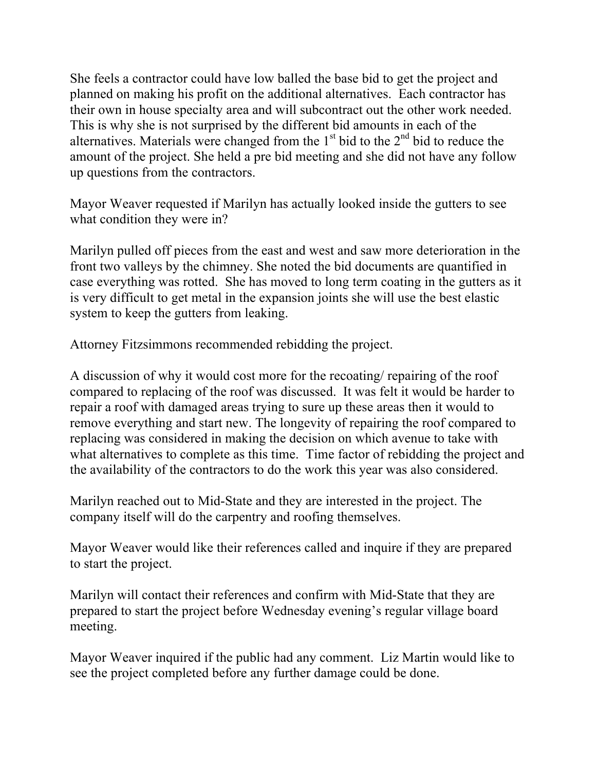She feels a contractor could have low balled the base bid to get the project and planned on making his profit on the additional alternatives. Each contractor has their own in house specialty area and will subcontract out the other work needed. This is why she is not surprised by the different bid amounts in each of the alternatives. Materials were changed from the 1st bid to the 2nd bid to reduce the amount of the project. She held a pre bid meeting and she did not have any follow up questions from the contractors.

Mayor Weaver requested if Marilyn has actually looked inside the gutters to see what condition they were in?

Marilyn pulled off pieces from the east and west and saw more deterioration in the front two valleys by the chimney. She noted the bid documents are quantified in case everything was rotted. She has moved to long term coating in the gutters as it is very difficult to get metal in the expansion joints she will use the best elastic system to keep the gutters from leaking.

Attorney Fitzsimmons recommended rebidding the project.

A discussion of why it would cost more for the recoating/ repairing of the roof compared to replacing of the roof was discussed. It was felt it would be harder to repair a roof with damaged areas trying to sure up these areas then it would to remove everything and start new. The longevity of repairing the roof compared to replacing was considered in making the decision on which avenue to take with what alternatives to complete as this time. Time factor of rebidding the project and the availability of the contractors to do the work this year was also considered.

Marilyn reached out to Mid-State and they are interested in the project. The company itself will do the carpentry and roofing themselves.

Mayor Weaver would like their references called and inquire if they are prepared to start the project.

Marilyn will contact their references and confirm with Mid-State that they are prepared to start the project before Wednesday evening's regular village board meeting.

Mayor Weaver inquired if the public had any comment. Liz Martin would like to see the project completed before any further damage could be done.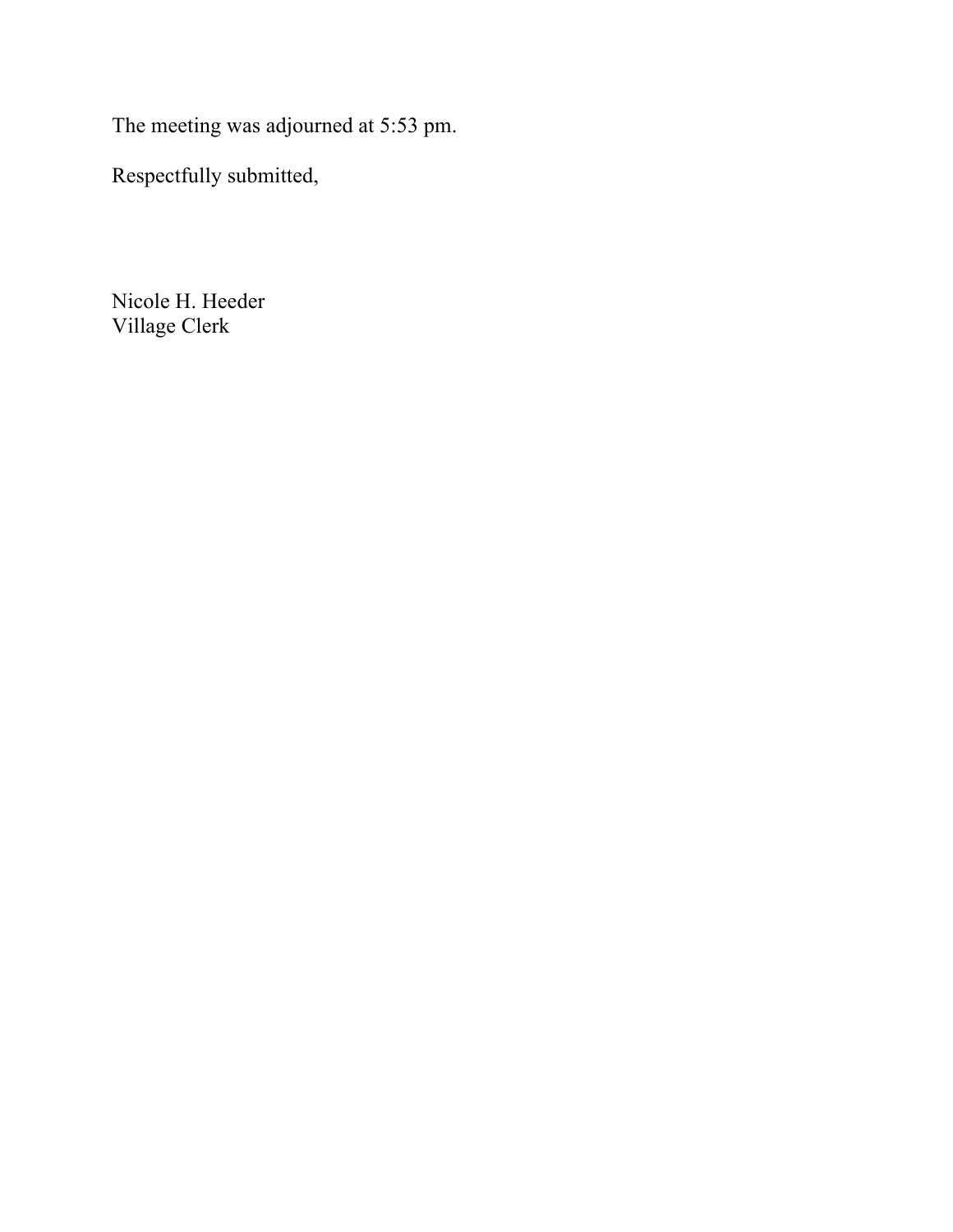The meeting was adjourned at 5:53 pm.

Respectfully submitted,

Nicole H. Heeder
Village Clerk